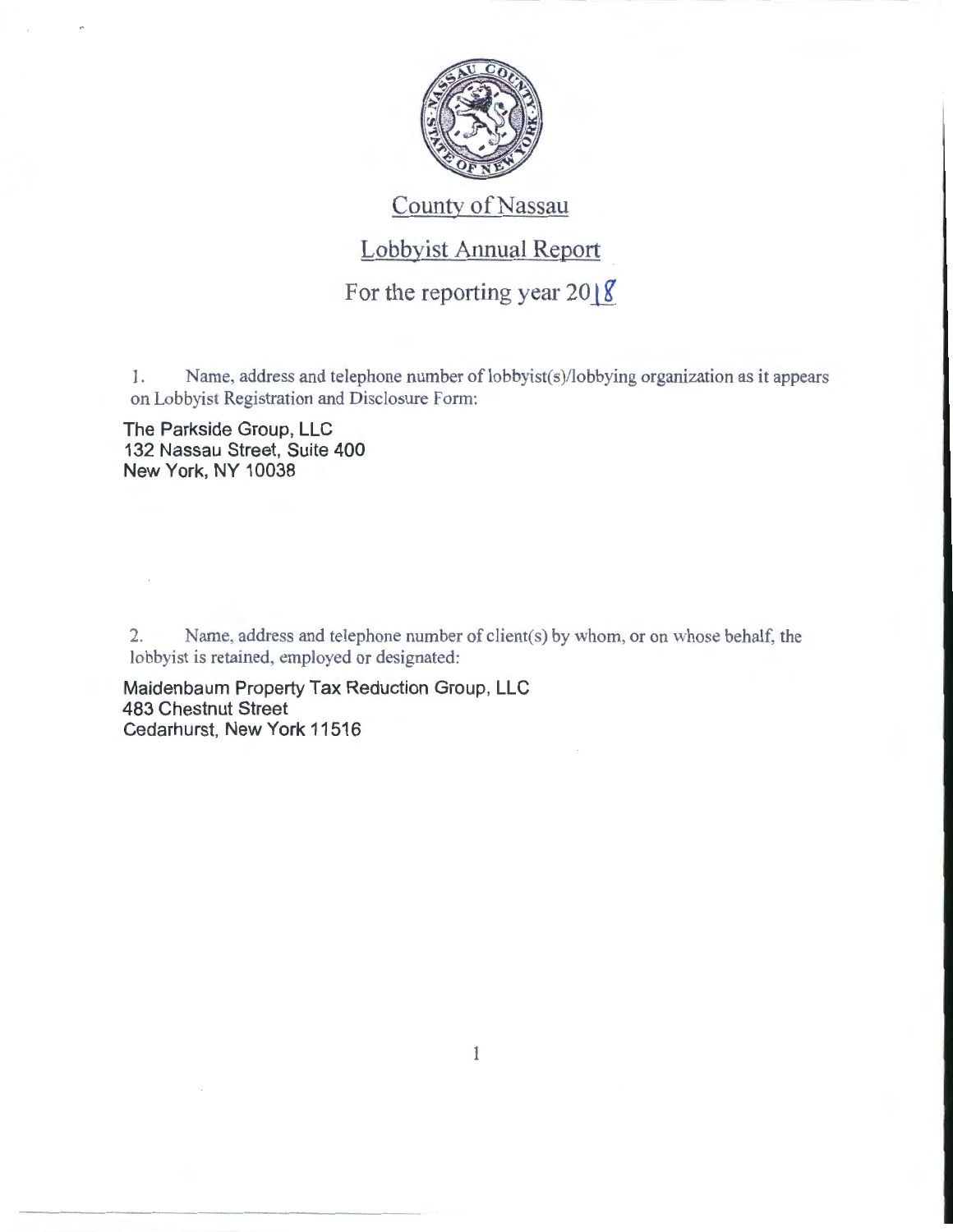# County of Nassau

## Lobbyist Annual Report

### For the reporting year 2018

1. Name, address and telephone number of lobbyist(s)/lobbying organization as it appears on Lobbyist Registration and Disclosure Form:

The Parkside Group, LLC
132 Nassau Street, Suite 400
New York, NY 10038

2. Name, address and telephone number of client(s) by whom, or on whose behalf, the lobbyist is retained, employed or designated:

Maidenbaum Property Tax Reduction Group, LLC
483 Chestnut Street
Cedarhurst, New York 11516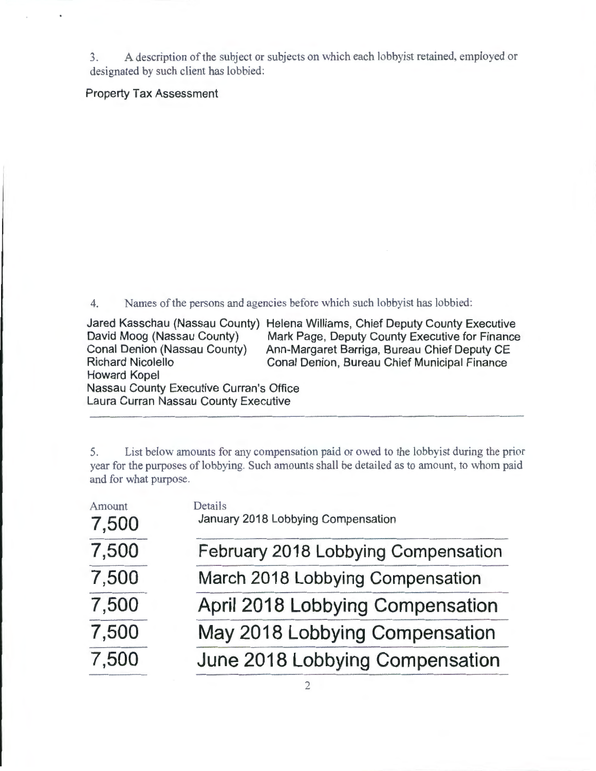3. A description of the subject or subjects on which each lobbyist retained, employed or designated by such client has lobbied:

Property Tax Assessment

4. Names of the persons and agencies before which such lobbyist has lobbied:

| | |
|---|---|
| Jared Kasschau (Nassau County) | Helena Williams, Chief Deputy County Executive |
| David Moog (Nassau County) | Mark Page, Deputy County Executive for Finance |
| Conal Denion (Nassau County) | Ann-Margaret Barriga, Bureau Chief Deputy CE |
| Richard Nicolello | Conal Denion, Bureau Chief Municipal Finance |
| Howard Kopel | |
| Nassau County Executive Curran's Office | |
| Laura Curran Nassau County Executive | |

5. List below amounts for any compensation paid or owed to the lobbyist during the prior year for the purposes of lobbying. Such amounts shall be detailed as to amount, to whom paid and for what purpose.

| Amount | Details |
|---|---|
| 7,500 | January 2018 Lobbying Compensation |
| 7,500 | February 2018 Lobbying Compensation |
| 7,500 | March 2018 Lobbying Compensation |
| 7,500 | April 2018 Lobbying Compensation |
| 7,500 | May 2018 Lobbying Compensation |
| 7,500 | June 2018 Lobbying Compensation |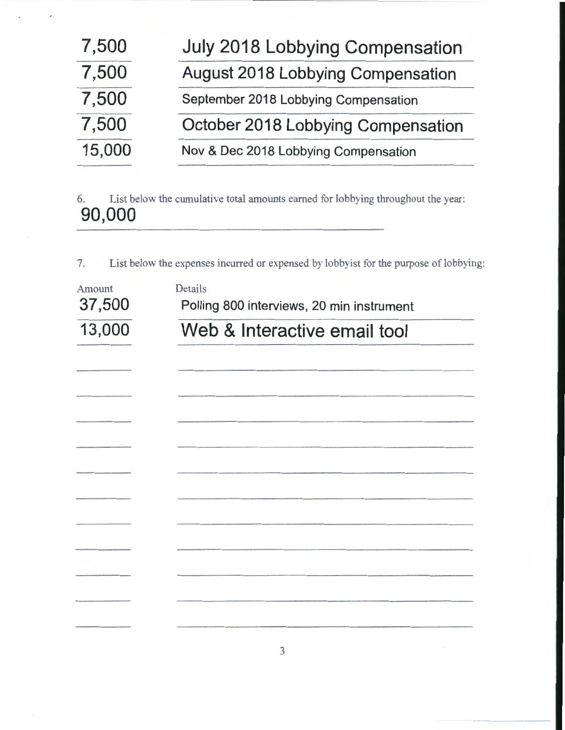| | |
|---|---|
| 7,500 | July 2018 Lobbying Compensation |
| 7,500 | August 2018 Lobbying Compensation |
| 7,500 | September 2018 Lobbying Compensation |
| 7,500 | October 2018 Lobbying Compensation |
| 15,000 | Nov & Dec 2018 Lobbying Compensation |

6. List below the cumulative total amounts earned for lobbying throughout the year:

90,000

7. List below the expenses incurred or expensed by lobbyist for the purpose of lobbying:

| Amount | Details |
|---|---|
| 37,500 | Polling 800 interviews, 20 min instrument |
| 13,000 | Web & Interactive email tool |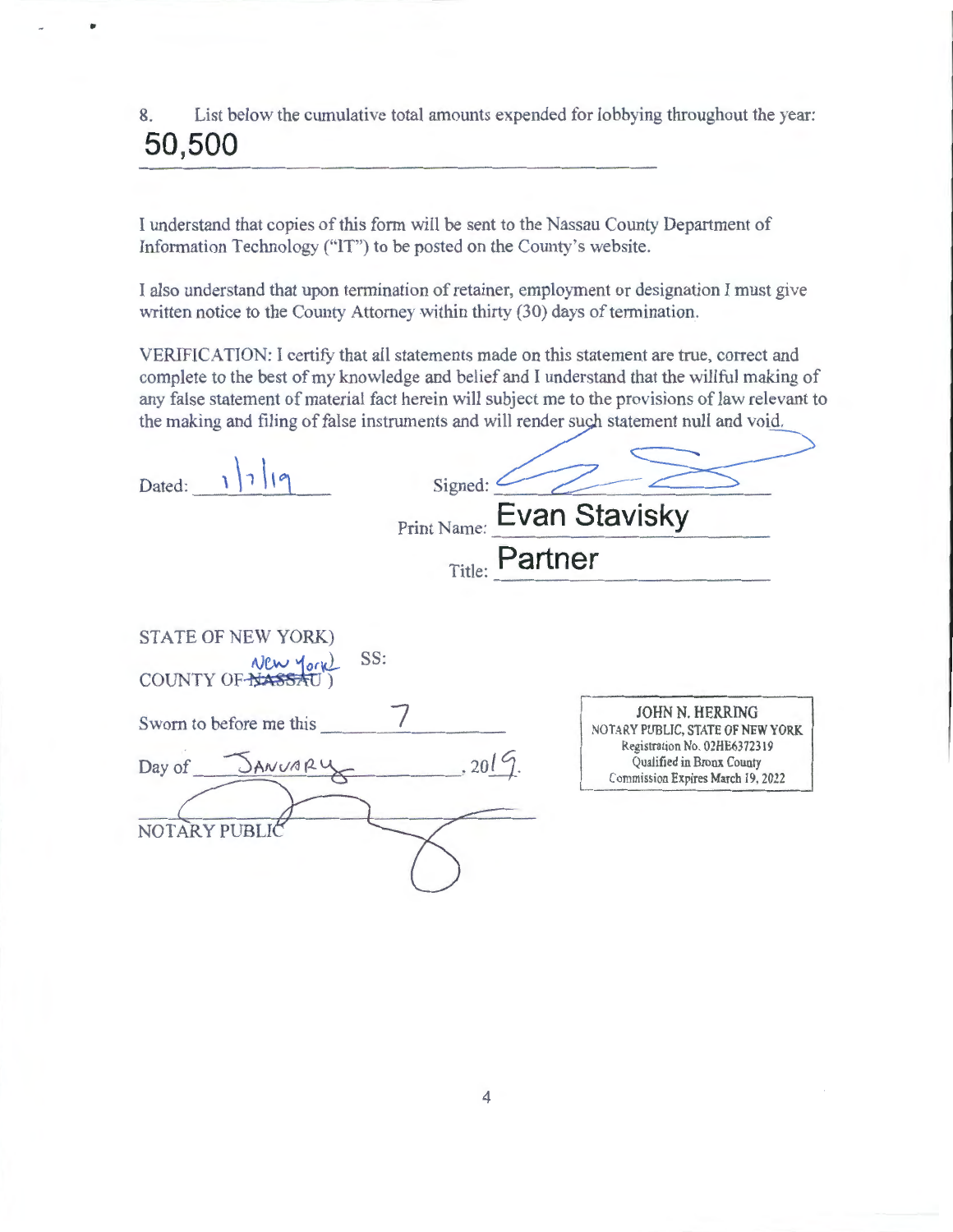8. List below the cumulative total amounts expended for lobbying throughout the year:

50,500

I understand that copies of this form will be sent to the Nassau County Department of Information Technology ("IT") to be posted on the County's website.

I also understand that upon termination of retainer, employment or designation I must give written notice to the County Attorney within thirty (30) days of termination.

VERIFICATION: I certify that all statements made on this statement are true, correct and complete to the best of my knowledge and belief and I understand that the willful making of any false statement of material fact herein will subject me to the provisions of law relevant to the making and filing of false instruments and will render such statement null and void.

Dated: 1/7/19

Signed:

Print Name: Evan Stavisky

Title: Partner

STATE OF NEW YORK)
SS:
COUNTY OF ~~NASSAU~~ New York )

Sworn to before me this 7

Day of January, 2019.

NOTARY PUBLIC

JOHN N. HERRING
NOTARY PUBLIC, STATE OF NEW YORK
Registration No. 02HE6372319
Qualified in Bronx County
Commission Expires March 19, 2022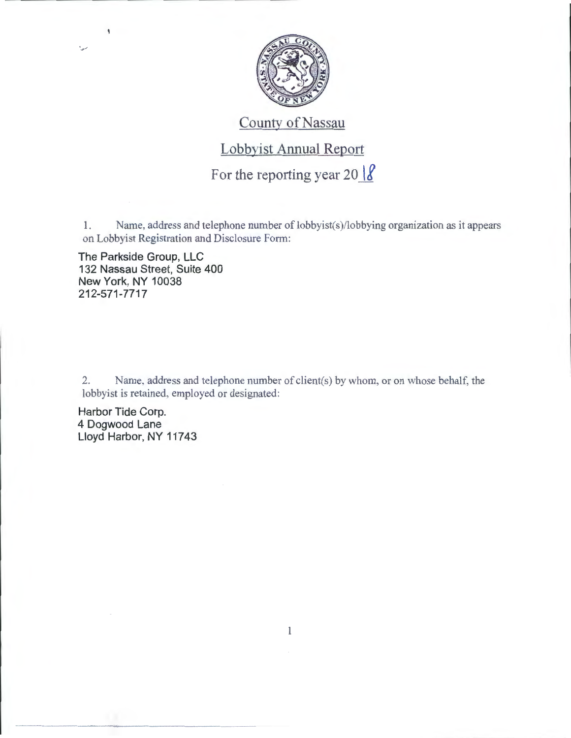# County of Nassau

## Lobbyist Annual Report

### For the reporting year 2018

1. Name, address and telephone number of lobbyist(s)/lobbying organization as it appears on Lobbyist Registration and Disclosure Form:

The Parkside Group, LLC
132 Nassau Street, Suite 400
New York, NY 10038
212-571-7717

2. Name, address and telephone number of client(s) by whom, or on whose behalf, the lobbyist is retained, employed or designated:

Harbor Tide Corp.
4 Dogwood Lane
Lloyd Harbor, NY 11743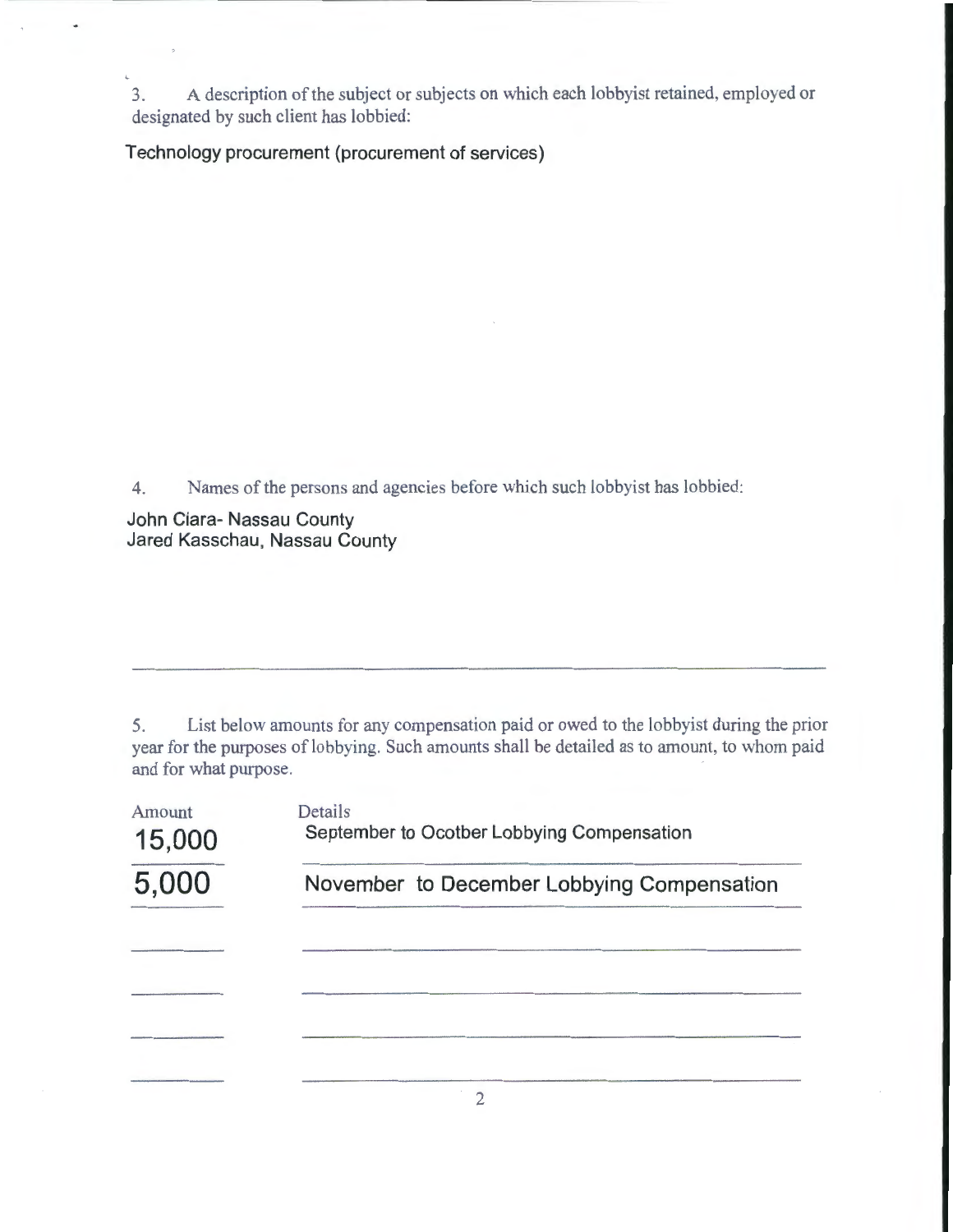3. A description of the subject or subjects on which each lobbyist retained, employed or designated by such client has lobbied:

Technology procurement (procurement of services)

4. Names of the persons and agencies before which such lobbyist has lobbied:

John Ciara- Nassau County
Jared Kasschau, Nassau County

5. List below amounts for any compensation paid or owed to the lobbyist during the prior year for the purposes of lobbying. Such amounts shall be detailed as to amount, to whom paid and for what purpose.

| Amount | Details |
| --- | --- |
| 15,000 | September to Ocotber Lobbying Compensation |
| 5,000 | November to December Lobbying Compensation |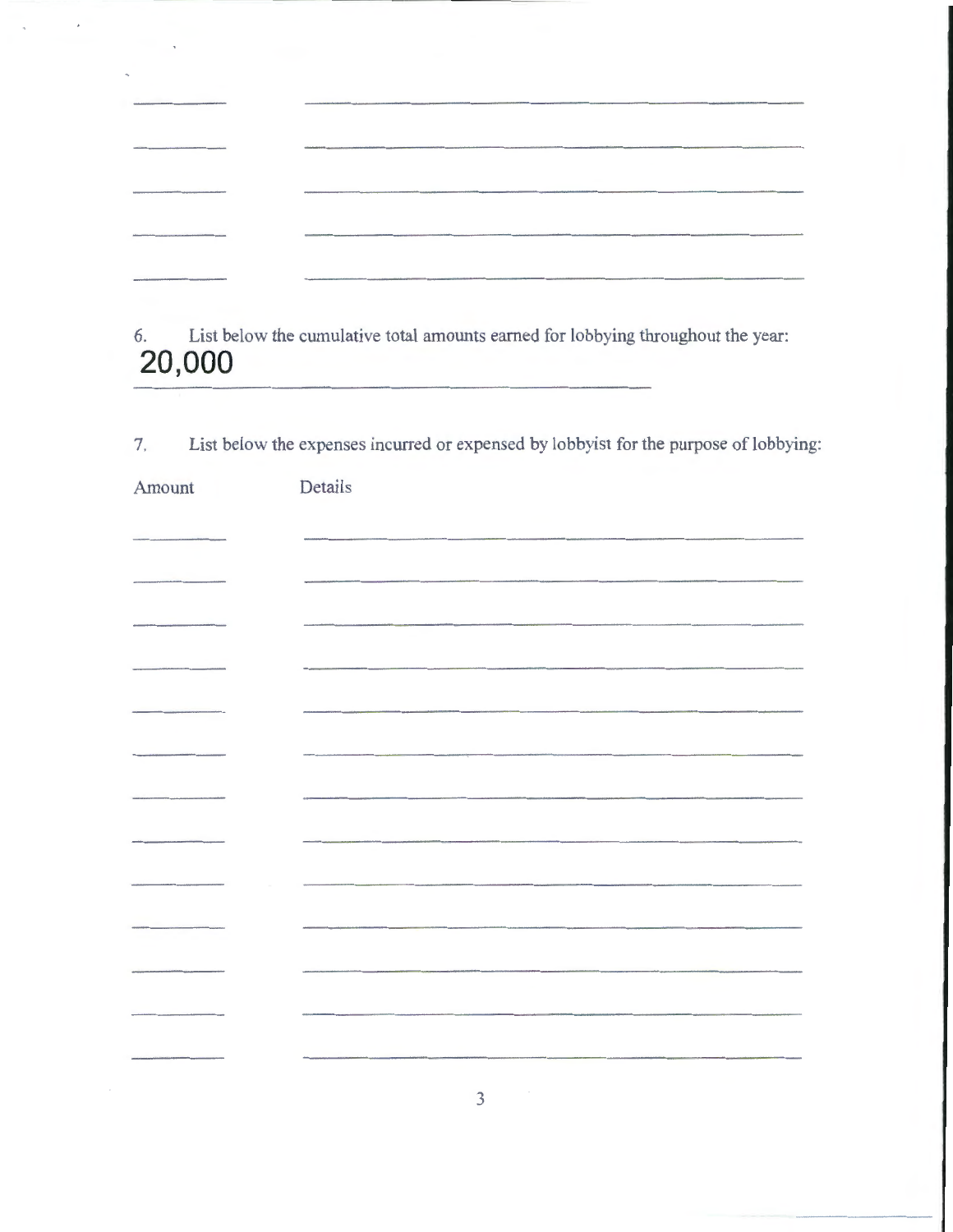6. List below the cumulative total amounts earned for lobbying throughout the year:

**20,000**

7. List below the expenses incurred or expensed by lobbyist for the purpose of lobbying:

| Amount | Details |
|---|---|
| | |
| | |
| | |
| | |
| | |
| | |
| | |
| | |
| | |
| | |
| | |
| | |
| | |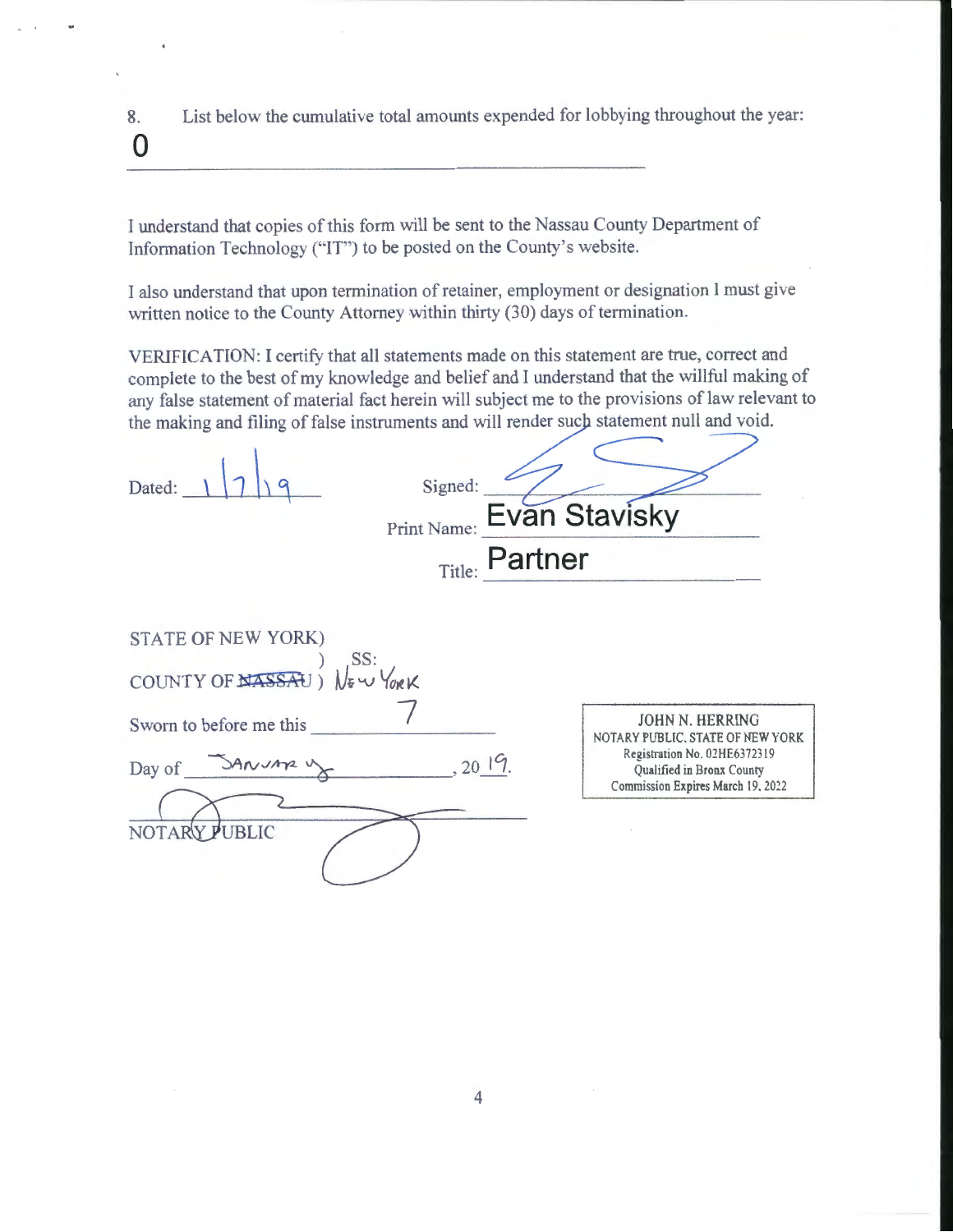8. List below the cumulative total amounts expended for lobbying throughout the year:

0

I understand that copies of this form will be sent to the Nassau County Department of Information Technology ("IT") to be posted on the County's website.

I also understand that upon termination of retainer, employment or designation I must give written notice to the County Attorney within thirty (30) days of termination.

VERIFICATION: I certify that all statements made on this statement are true, correct and complete to the best of my knowledge and belief and I understand that the willful making of any false statement of material fact herein will subject me to the provisions of law relevant to the making and filing of false instruments and will render such statement null and void.

Dated: 1/7/19

Signed: _______________

Print Name: Evan Stavisky

Title: Partner

STATE OF NEW YORK)
) SS:
COUNTY OF ~~NASSAU~~ ) New York

Sworn to before me this 7

Day of January, 2019.

_______________
NOTARY PUBLIC

JOHN N. HERRING
NOTARY PUBLIC, STATE OF NEW YORK
Registration No. 02HE6372319
Qualified in Bronx County
Commission Expires March 19, 2022